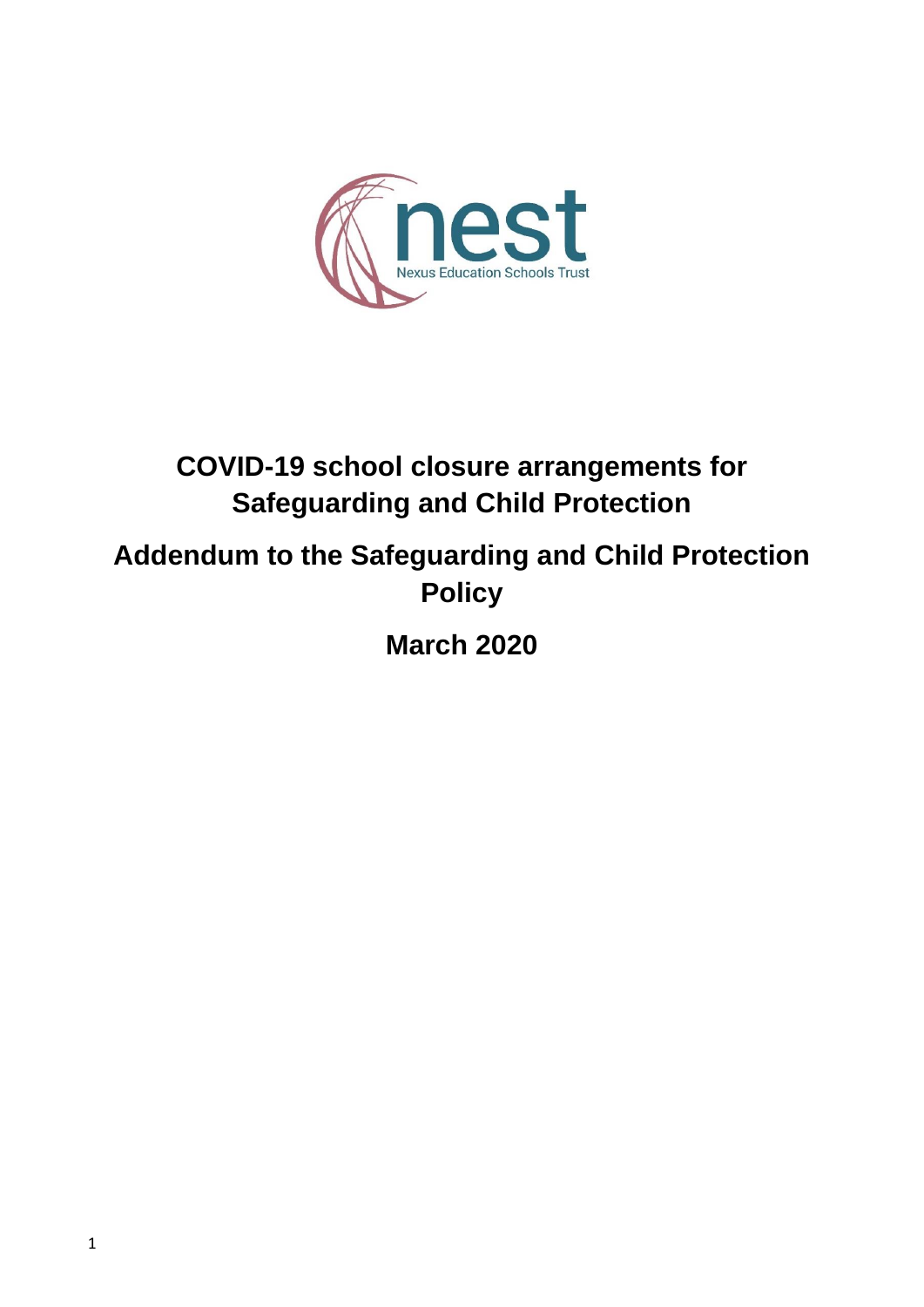nest

Nexus Education Schools Trust

# COVID-19 school closure arrangements for Safeguarding and Child Protection

# Addendum to the Safeguarding and Child Protection Policy

## March 2020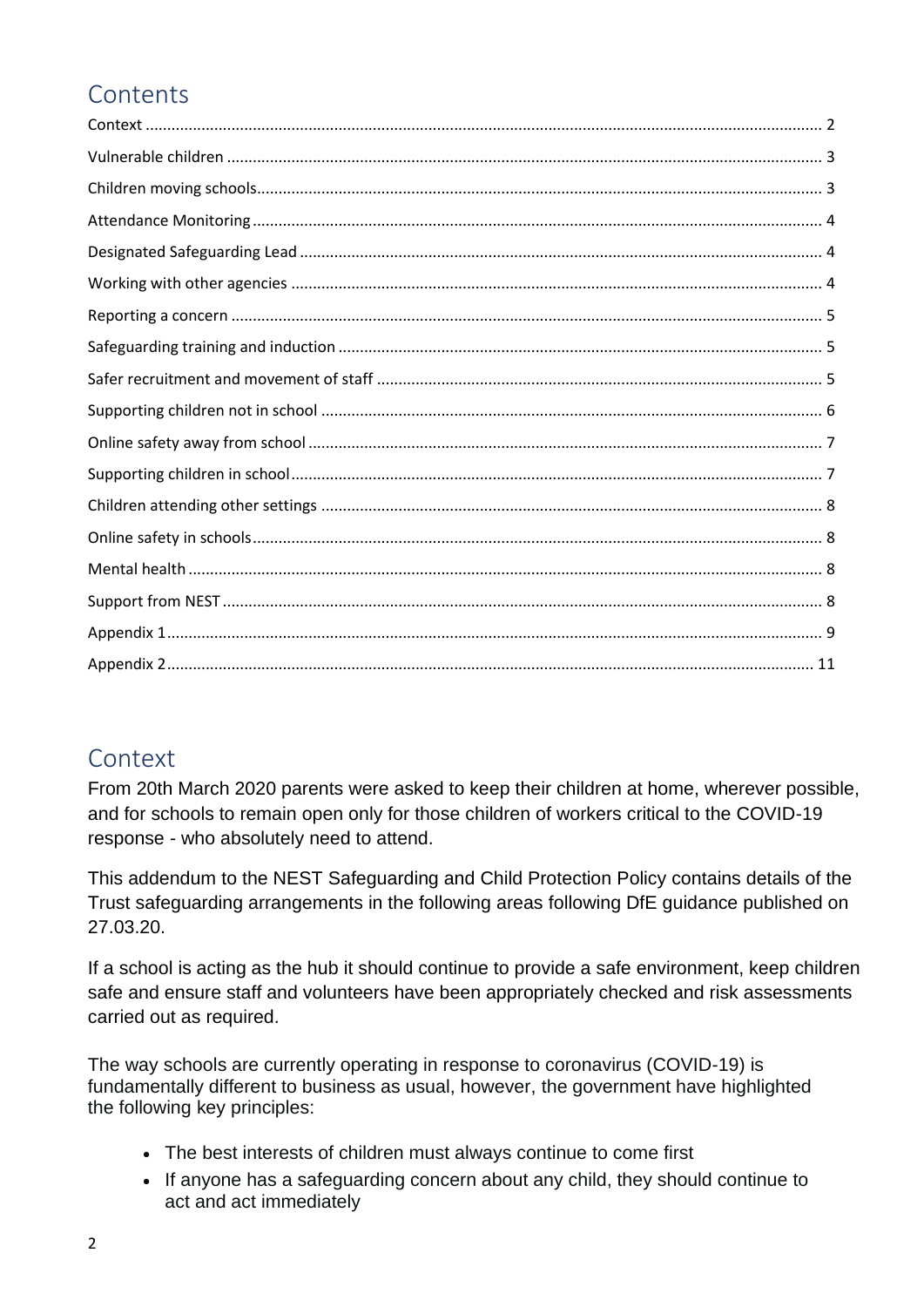# Contents

- Context ... 2
- Vulnerable children ... 3
- Children moving schools ... 3
- Attendance Monitoring ... 4
- Designated Safeguarding Lead ... 4
- Working with other agencies ... 4
- Reporting a concern ... 5
- Safeguarding training and induction ... 5
- Safer recruitment and movement of staff ... 5
- Supporting children not in school ... 6
- Online safety away from school ... 7
- Supporting children in school ... 7
- Children attending other settings ... 8
- Online safety in schools ... 8
- Mental health ... 8
- Support from NEST ... 8
- Appendix 1 ... 9
- Appendix 2 ... 11

# Context

From 20th March 2020 parents were asked to keep their children at home, wherever possible, and for schools to remain open only for those children of workers critical to the COVID-19 response - who absolutely need to attend.

This addendum to the NEST Safeguarding and Child Protection Policy contains details of the Trust safeguarding arrangements in the following areas following DfE guidance published on 27.03.20.

If a school is acting as the hub it should continue to provide a safe environment, keep children safe and ensure staff and volunteers have been appropriately checked and risk assessments carried out as required.

The way schools are currently operating in response to coronavirus (COVID-19) is fundamentally different to business as usual, however, the government have highlighted the following key principles:

- The best interests of children must always continue to come first
- If anyone has a safeguarding concern about any child, they should continue to act and act immediately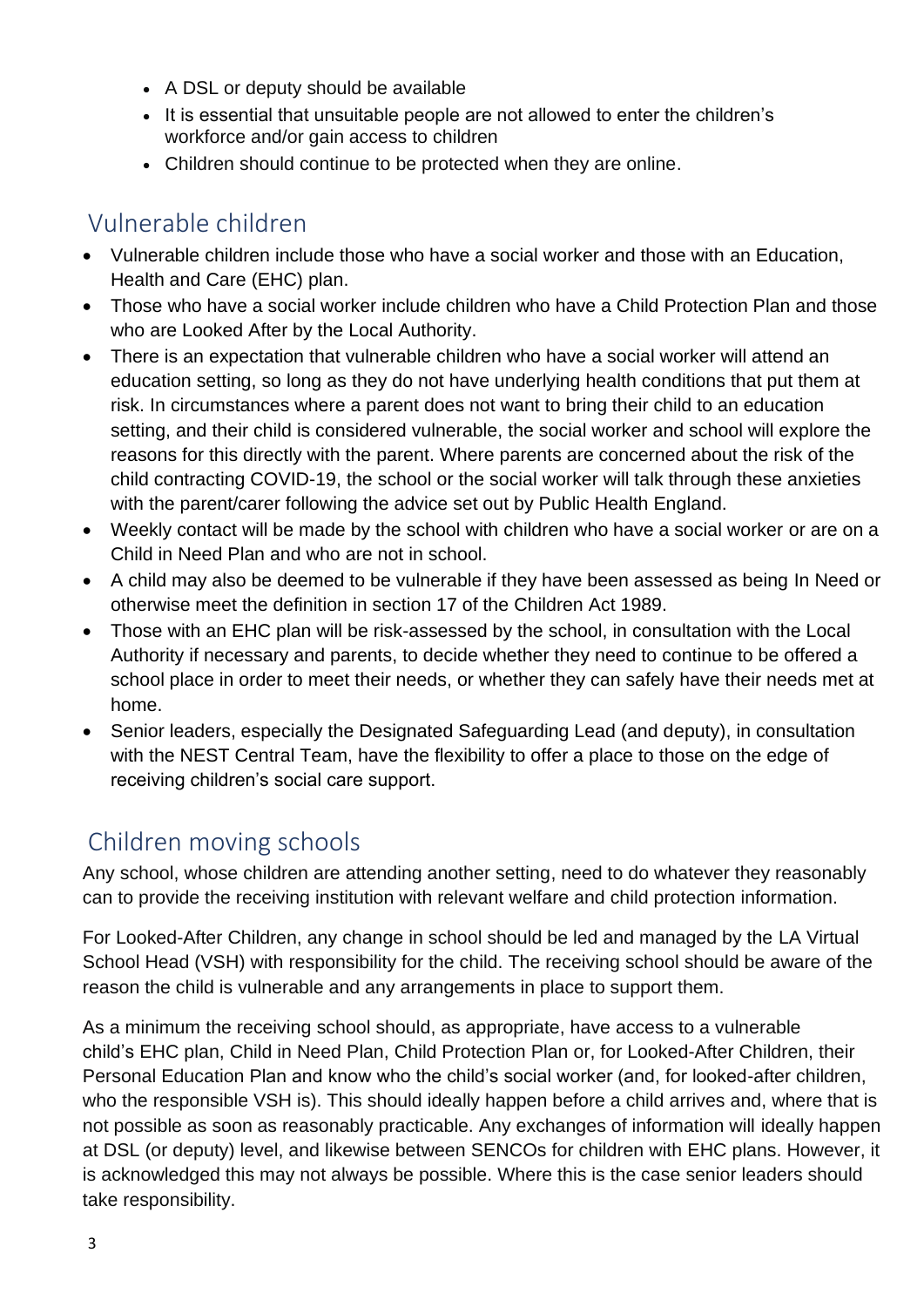- A DSL or deputy should be available
- It is essential that unsuitable people are not allowed to enter the children's workforce and/or gain access to children
- Children should continue to be protected when they are online.

## Vulnerable children

- Vulnerable children include those who have a social worker and those with an Education, Health and Care (EHC) plan.
- Those who have a social worker include children who have a Child Protection Plan and those who are Looked After by the Local Authority.
- There is an expectation that vulnerable children who have a social worker will attend an education setting, so long as they do not have underlying health conditions that put them at risk. In circumstances where a parent does not want to bring their child to an education setting, and their child is considered vulnerable, the social worker and school will explore the reasons for this directly with the parent. Where parents are concerned about the risk of the child contracting COVID-19, the school or the social worker will talk through these anxieties with the parent/carer following the advice set out by Public Health England.
- Weekly contact will be made by the school with children who have a social worker or are on a Child in Need Plan and who are not in school.
- A child may also be deemed to be vulnerable if they have been assessed as being In Need or otherwise meet the definition in section 17 of the Children Act 1989.
- Those with an EHC plan will be risk-assessed by the school, in consultation with the Local Authority if necessary and parents, to decide whether they need to continue to be offered a school place in order to meet their needs, or whether they can safely have their needs met at home.
- Senior leaders, especially the Designated Safeguarding Lead (and deputy), in consultation with the NEST Central Team, have the flexibility to offer a place to those on the edge of receiving children's social care support.

## Children moving schools

Any school, whose children are attending another setting, need to do whatever they reasonably can to provide the receiving institution with relevant welfare and child protection information.

For Looked-After Children, any change in school should be led and managed by the LA Virtual School Head (VSH) with responsibility for the child. The receiving school should be aware of the reason the child is vulnerable and any arrangements in place to support them.

As a minimum the receiving school should, as appropriate, have access to a vulnerable child's EHC plan, Child in Need Plan, Child Protection Plan or, for Looked-After Children, their Personal Education Plan and know who the child's social worker (and, for looked-after children, who the responsible VSH is). This should ideally happen before a child arrives and, where that is not possible as soon as reasonably practicable. Any exchanges of information will ideally happen at DSL (or deputy) level, and likewise between SENCOs for children with EHC plans. However, it is acknowledged this may not always be possible. Where this is the case senior leaders should take responsibility.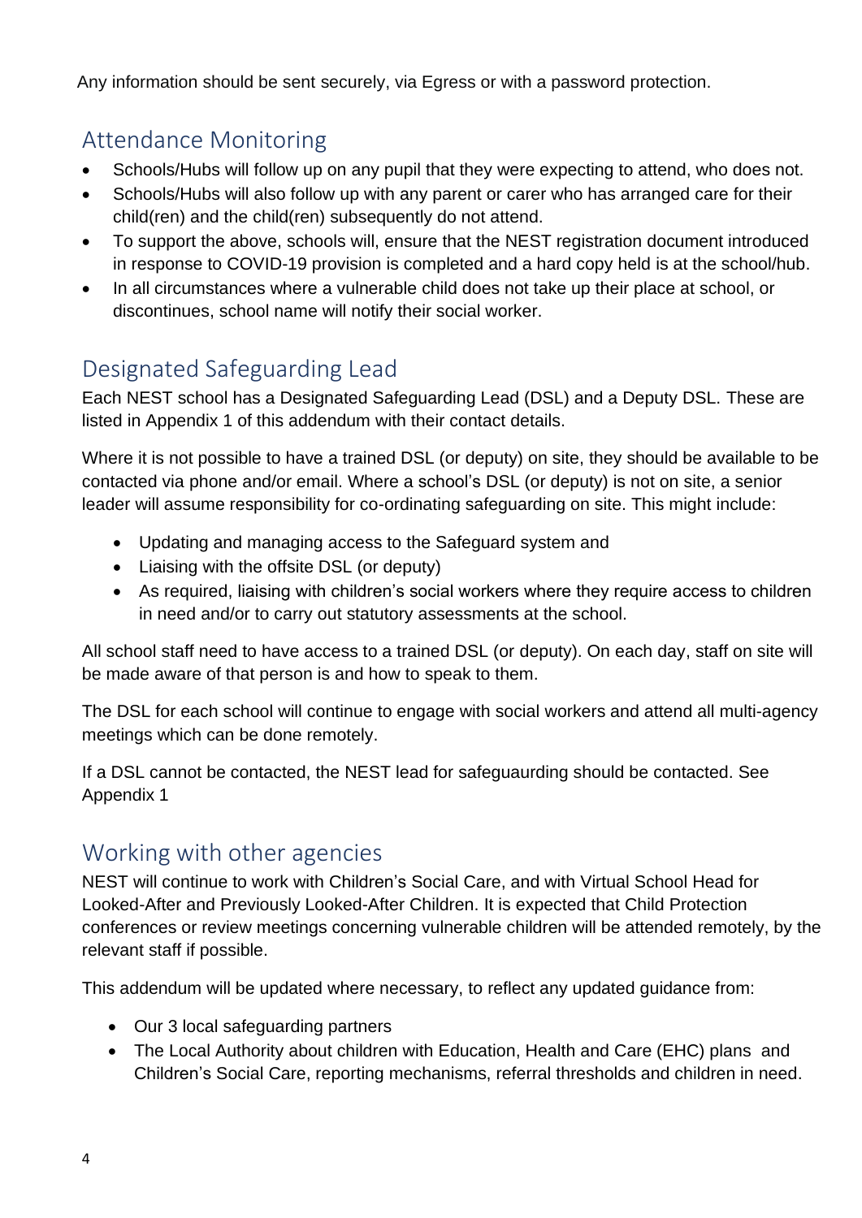Any information should be sent securely, via Egress or with a password protection.

## Attendance Monitoring

- Schools/Hubs will follow up on any pupil that they were expecting to attend, who does not.
- Schools/Hubs will also follow up with any parent or carer who has arranged care for their child(ren) and the child(ren) subsequently do not attend.
- To support the above, schools will, ensure that the NEST registration document introduced in response to COVID-19 provision is completed and a hard copy held is at the school/hub.
- In all circumstances where a vulnerable child does not take up their place at school, or discontinues, school name will notify their social worker.

## Designated Safeguarding Lead

Each NEST school has a Designated Safeguarding Lead (DSL) and a Deputy DSL. These are listed in Appendix 1 of this addendum with their contact details.

Where it is not possible to have a trained DSL (or deputy) on site, they should be available to be contacted via phone and/or email. Where a school's DSL (or deputy) is not on site, a senior leader will assume responsibility for co-ordinating safeguarding on site. This might include:

- Updating and managing access to the Safeguard system and
- Liaising with the offsite DSL (or deputy)
- As required, liaising with children's social workers where they require access to children in need and/or to carry out statutory assessments at the school.

All school staff need to have access to a trained DSL (or deputy). On each day, staff on site will be made aware of that person is and how to speak to them.

The DSL for each school will continue to engage with social workers and attend all multi-agency meetings which can be done remotely.

If a DSL cannot be contacted, the NEST lead for safeguaurding should be contacted. See Appendix 1

## Working with other agencies

NEST will continue to work with Children's Social Care, and with Virtual School Head for Looked-After and Previously Looked-After Children. It is expected that Child Protection conferences or review meetings concerning vulnerable children will be attended remotely, by the relevant staff if possible.

This addendum will be updated where necessary, to reflect any updated guidance from:

- Our 3 local safeguarding partners
- The Local Authority about children with Education, Health and Care (EHC) plans and Children's Social Care, reporting mechanisms, referral thresholds and children in need.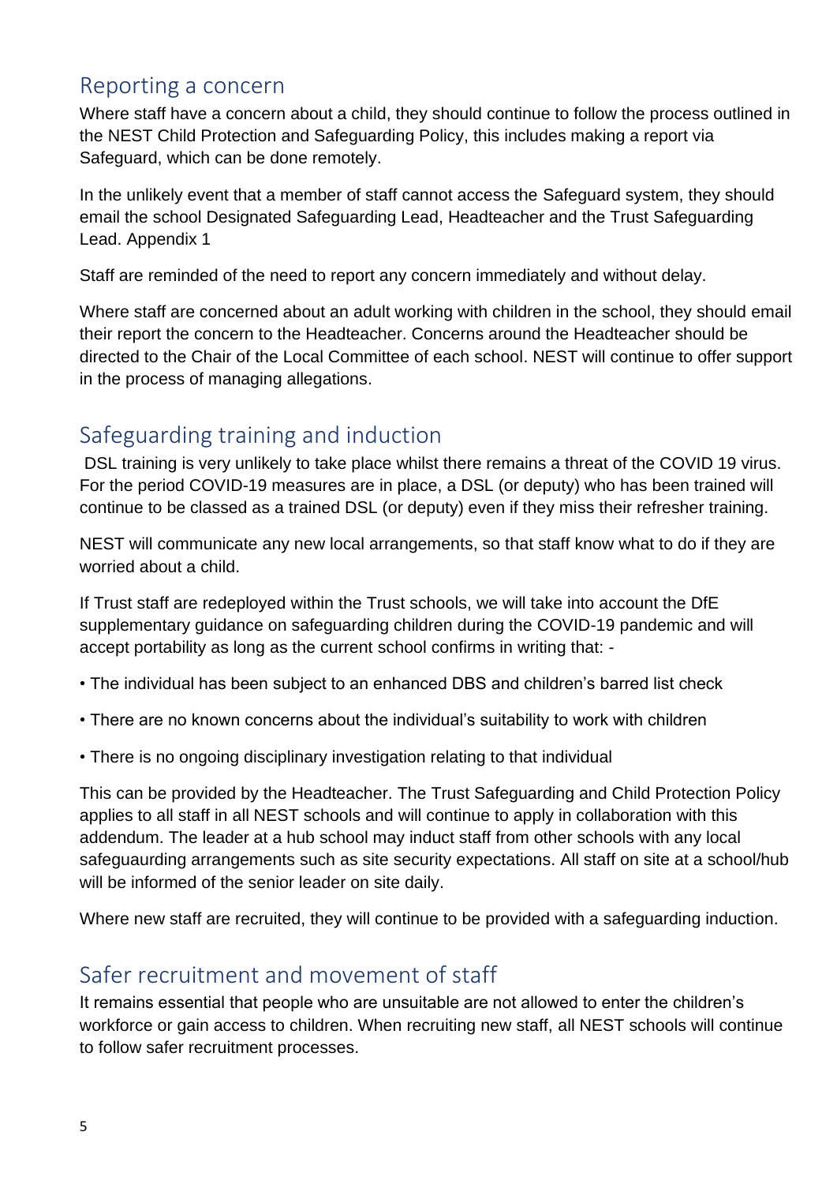## Reporting a concern

Where staff have a concern about a child, they should continue to follow the process outlined in the NEST Child Protection and Safeguarding Policy, this includes making a report via Safeguard, which can be done remotely.

In the unlikely event that a member of staff cannot access the Safeguard system, they should email the school Designated Safeguarding Lead, Headteacher and the Trust Safeguarding Lead. Appendix 1

Staff are reminded of the need to report any concern immediately and without delay.

Where staff are concerned about an adult working with children in the school, they should email their report the concern to the Headteacher. Concerns around the Headteacher should be directed to the Chair of the Local Committee of each school. NEST will continue to offer support in the process of managing allegations.

## Safeguarding training and induction

DSL training is very unlikely to take place whilst there remains a threat of the COVID 19 virus. For the period COVID-19 measures are in place, a DSL (or deputy) who has been trained will continue to be classed as a trained DSL (or deputy) even if they miss their refresher training.

NEST will communicate any new local arrangements, so that staff know what to do if they are worried about a child.

If Trust staff are redeployed within the Trust schools, we will take into account the DfE supplementary guidance on safeguarding children during the COVID-19 pandemic and will accept portability as long as the current school confirms in writing that: -

- The individual has been subject to an enhanced DBS and children's barred list check
- There are no known concerns about the individual's suitability to work with children
- There is no ongoing disciplinary investigation relating to that individual

This can be provided by the Headteacher. The Trust Safeguarding and Child Protection Policy applies to all staff in all NEST schools and will continue to apply in collaboration with this addendum. The leader at a hub school may induct staff from other schools with any local safeguaurding arrangements such as site security expectations. All staff on site at a school/hub will be informed of the senior leader on site daily.

Where new staff are recruited, they will continue to be provided with a safeguarding induction.

## Safer recruitment and movement of staff

It remains essential that people who are unsuitable are not allowed to enter the children's workforce or gain access to children. When recruiting new staff, all NEST schools will continue to follow safer recruitment processes.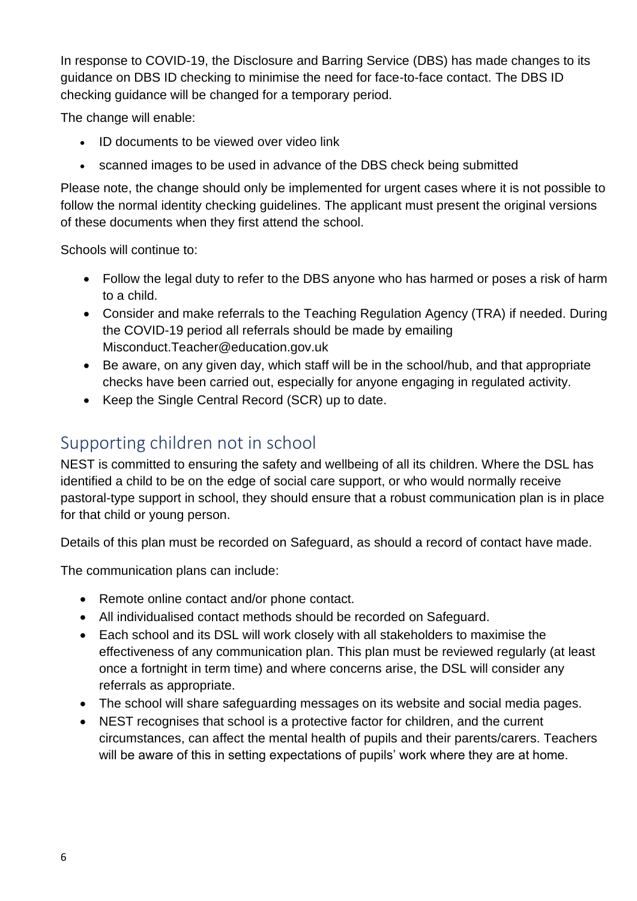In response to COVID-19, the Disclosure and Barring Service (DBS) has made changes to its guidance on DBS ID checking to minimise the need for face-to-face contact. The DBS ID checking guidance will be changed for a temporary period.

The change will enable:

- ID documents to be viewed over video link
- scanned images to be used in advance of the DBS check being submitted

Please note, the change should only be implemented for urgent cases where it is not possible to follow the normal identity checking guidelines. The applicant must present the original versions of these documents when they first attend the school.

Schools will continue to:

- Follow the legal duty to refer to the DBS anyone who has harmed or poses a risk of harm to a child.
- Consider and make referrals to the Teaching Regulation Agency (TRA) if needed. During the COVID-19 period all referrals should be made by emailing Misconduct.Teacher@education.gov.uk
- Be aware, on any given day, which staff will be in the school/hub, and that appropriate checks have been carried out, especially for anyone engaging in regulated activity.
- Keep the Single Central Record (SCR) up to date.

## Supporting children not in school

NEST is committed to ensuring the safety and wellbeing of all its children. Where the DSL has identified a child to be on the edge of social care support, or who would normally receive pastoral-type support in school, they should ensure that a robust communication plan is in place for that child or young person.

Details of this plan must be recorded on Safeguard, as should a record of contact have made.

The communication plans can include:

- Remote online contact and/or phone contact.
- All individualised contact methods should be recorded on Safeguard.
- Each school and its DSL will work closely with all stakeholders to maximise the effectiveness of any communication plan. This plan must be reviewed regularly (at least once a fortnight in term time) and where concerns arise, the DSL will consider any referrals as appropriate.
- The school will share safeguarding messages on its website and social media pages.
- NEST recognises that school is a protective factor for children, and the current circumstances, can affect the mental health of pupils and their parents/carers. Teachers will be aware of this in setting expectations of pupils' work where they are at home.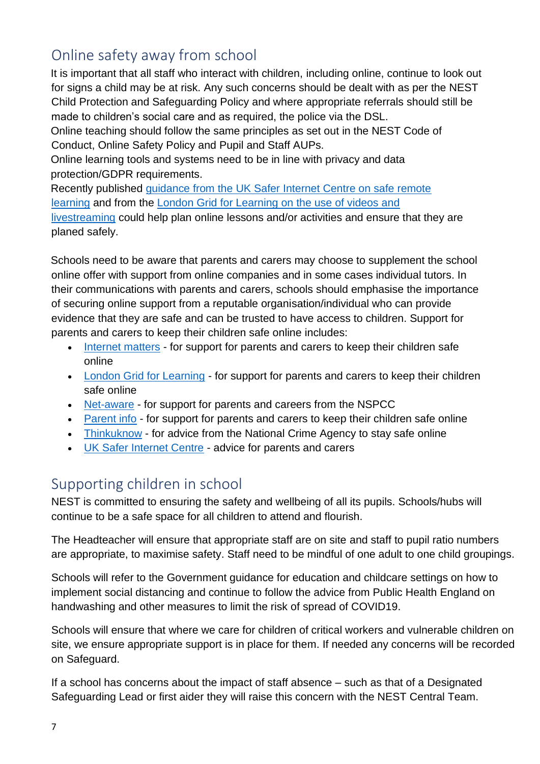## Online safety away from school

It is important that all staff who interact with children, including online, continue to look out for signs a child may be at risk. Any such concerns should be dealt with as per the NEST Child Protection and Safeguarding Policy and where appropriate referrals should still be made to children's social care and as required, the police via the DSL.
Online teaching should follow the same principles as set out in the NEST Code of Conduct, Online Safety Policy and Pupil and Staff AUPs.
Online learning tools and systems need to be in line with privacy and data protection/GDPR requirements.
Recently published guidance from the UK Safer Internet Centre on safe remote learning and from the London Grid for Learning on the use of videos and livestreaming could help plan online lessons and/or activities and ensure that they are planed safely.

Schools need to be aware that parents and carers may choose to supplement the school online offer with support from online companies and in some cases individual tutors. In their communications with parents and carers, schools should emphasise the importance of securing online support from a reputable organisation/individual who can provide evidence that they are safe and can be trusted to have access to children. Support for parents and carers to keep their children safe online includes:

- Internet matters - for support for parents and carers to keep their children safe online
- London Grid for Learning - for support for parents and carers to keep their children safe online
- Net-aware - for support for parents and careers from the NSPCC
- Parent info - for support for parents and carers to keep their children safe online
- Thinkuknow - for advice from the National Crime Agency to stay safe online
- UK Safer Internet Centre - advice for parents and carers

## Supporting children in school

NEST is committed to ensuring the safety and wellbeing of all its pupils. Schools/hubs will continue to be a safe space for all children to attend and flourish.

The Headteacher will ensure that appropriate staff are on site and staff to pupil ratio numbers are appropriate, to maximise safety. Staff need to be mindful of one adult to one child groupings.

Schools will refer to the Government guidance for education and childcare settings on how to implement social distancing and continue to follow the advice from Public Health England on handwashing and other measures to limit the risk of spread of COVID19.

Schools will ensure that where we care for children of critical workers and vulnerable children on site, we ensure appropriate support is in place for them. If needed any concerns will be recorded on Safeguard.

If a school has concerns about the impact of staff absence – such as that of a Designated Safeguarding Lead or first aider they will raise this concern with the NEST Central Team.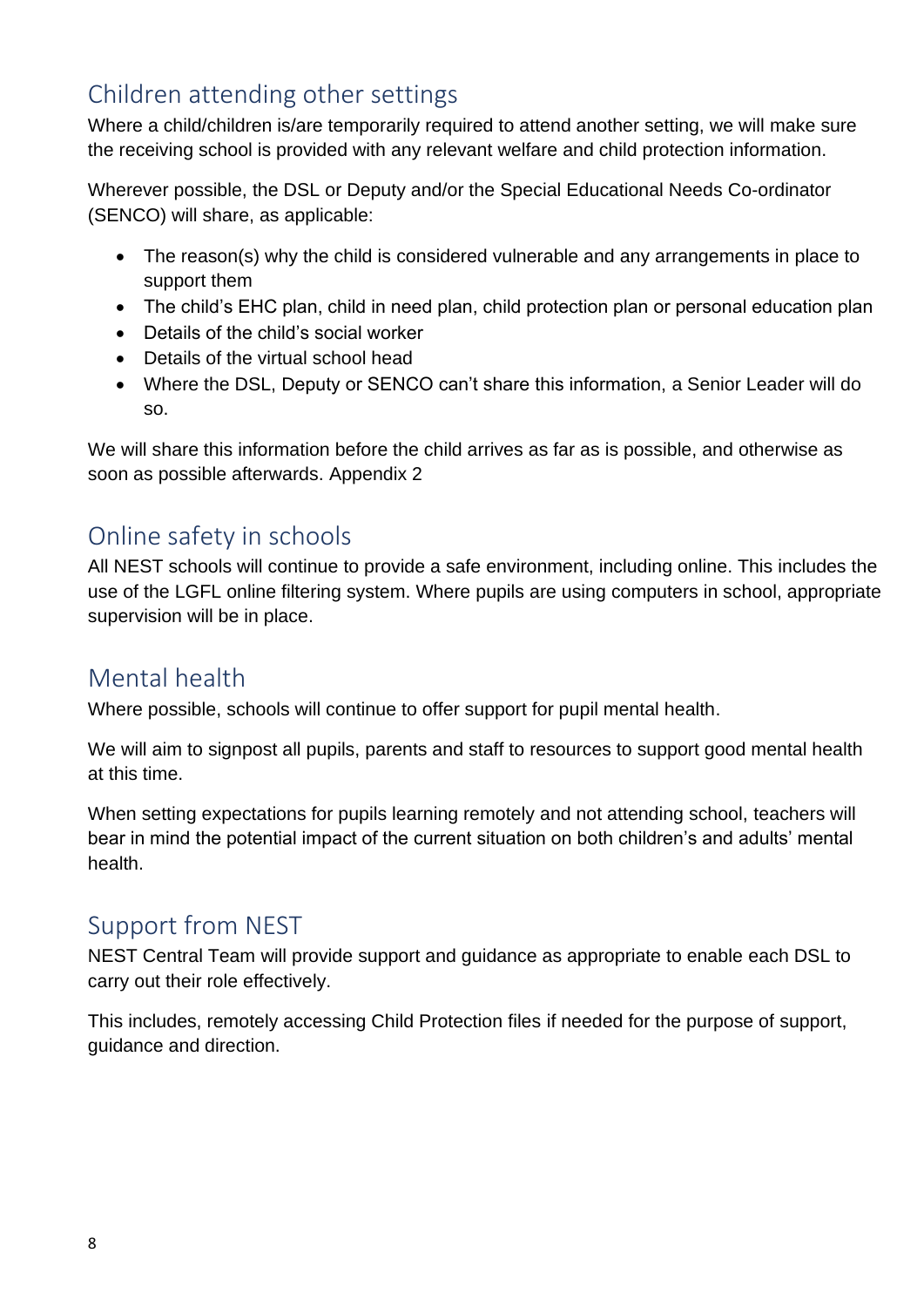## Children attending other settings

Where a child/children is/are temporarily required to attend another setting, we will make sure the receiving school is provided with any relevant welfare and child protection information.

Wherever possible, the DSL or Deputy and/or the Special Educational Needs Co-ordinator (SENCO) will share, as applicable:

- The reason(s) why the child is considered vulnerable and any arrangements in place to support them
- The child's EHC plan, child in need plan, child protection plan or personal education plan
- Details of the child's social worker
- Details of the virtual school head
- Where the DSL, Deputy or SENCO can't share this information, a Senior Leader will do so.

We will share this information before the child arrives as far as is possible, and otherwise as soon as possible afterwards. Appendix 2

## Online safety in schools

All NEST schools will continue to provide a safe environment, including online. This includes the use of the LGFL online filtering system. Where pupils are using computers in school, appropriate supervision will be in place.

## Mental health

Where possible, schools will continue to offer support for pupil mental health.

We will aim to signpost all pupils, parents and staff to resources to support good mental health at this time.

When setting expectations for pupils learning remotely and not attending school, teachers will bear in mind the potential impact of the current situation on both children's and adults' mental health.

## Support from NEST

NEST Central Team will provide support and guidance as appropriate to enable each DSL to carry out their role effectively.

This includes, remotely accessing Child Protection files if needed for the purpose of support, guidance and direction.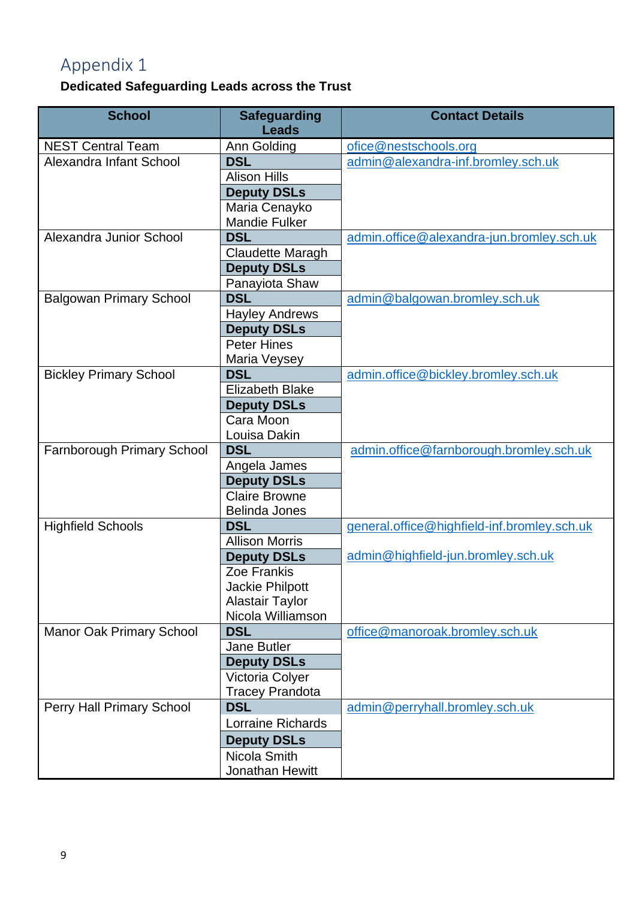# Appendix 1

**Dedicated Safeguarding Leads across the Trust**

| School | Safeguarding Leads | Contact Details |
|---|---|---|
| NEST Central Team | Ann Golding | ofice@nestschools.org |
| Alexandra Infant School | **DSL**<br>Alison Hills<br>**Deputy DSLs**<br>Maria Cenayko<br>Mandie Fulker | admin@alexandra-inf.bromley.sch.uk |
| Alexandra Junior School | **DSL**<br>Claudette Maragh<br>**Deputy DSLs**<br>Panayiota Shaw | admin.office@alexandra-jun.bromley.sch.uk |
| Balgowan Primary School | **DSL**<br>Hayley Andrews<br>**Deputy DSLs**<br>Peter Hines<br>Maria Veysey | admin@balgowan.bromley.sch.uk |
| Bickley Primary School | **DSL**<br>Elizabeth Blake<br>**Deputy DSLs**<br>Cara Moon<br>Louisa Dakin | admin.office@bickley.bromley.sch.uk |
| Farnborough Primary School | **DSL**<br>Angela James<br>**Deputy DSLs**<br>Claire Browne<br>Belinda Jones | admin.office@farnborough.bromley.sch.uk |
| Highfield Schools | **DSL**<br>Allison Morris<br>**Deputy DSLs**<br>Zoe Frankis<br>Jackie Philpott<br>Alastair Taylor<br>Nicola Williamson | general.office@highfield-inf.bromley.sch.uk<br><br>admin@highfield-jun.bromley.sch.uk |
| Manor Oak Primary School | **DSL**<br>Jane Butler<br>**Deputy DSLs**<br>Victoria Colyer<br>Tracey Prandota | office@manoroak.bromley.sch.uk |
| Perry Hall Primary School | **DSL**<br>Lorraine Richards<br>**Deputy DSLs**<br>Nicola Smith<br>Jonathan Hewitt | admin@perryhall.bromley.sch.uk |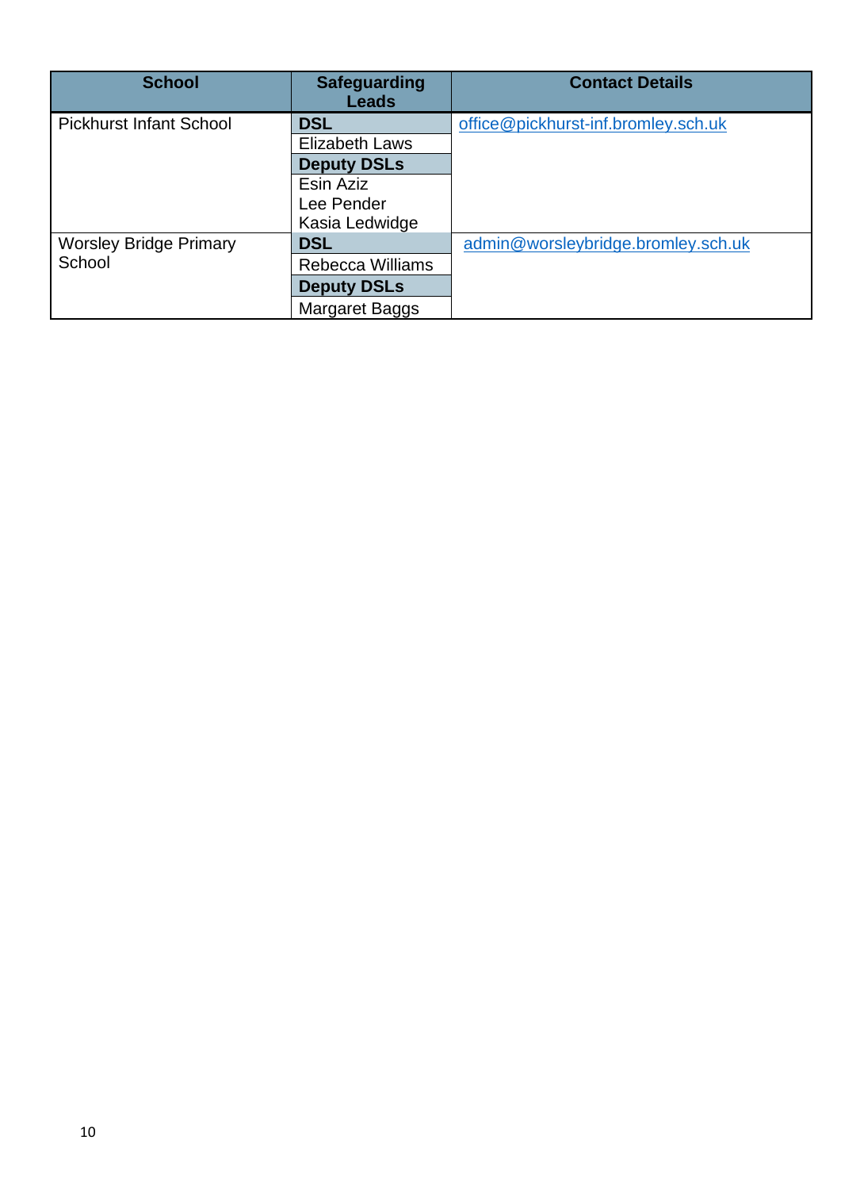| School | Safeguarding Leads | Contact Details |
|---|---|---|
| Pickhurst Infant School | **DSL** | office@pickhurst-inf.bromley.sch.uk |
| | Elizabeth Laws | |
| | **Deputy DSLs** | |
| | Esin Aziz<br>Lee Pender<br>Kasia Ledwidge | |
| Worsley Bridge Primary School | **DSL** | admin@worsleybridge.bromley.sch.uk |
| | Rebecca Williams | |
| | **Deputy DSLs** | |
| | Margaret Baggs | |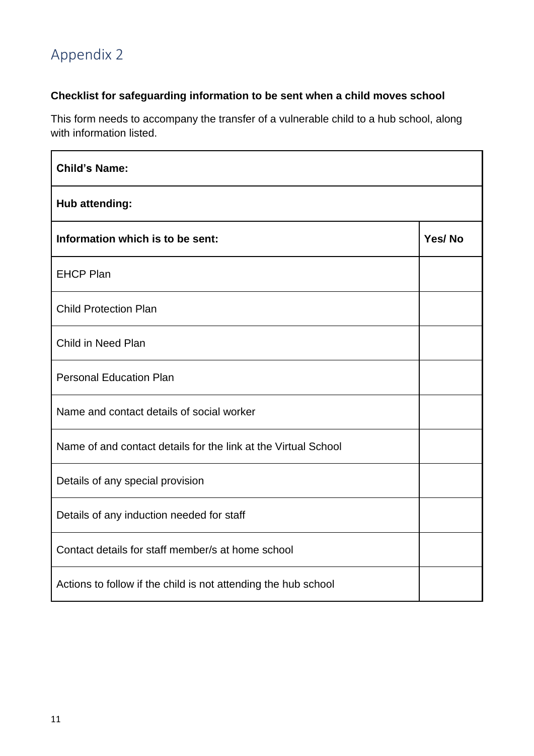## Appendix 2

**Checklist for safeguarding information to be sent when a child moves school**

This form needs to accompany the transfer of a vulnerable child to a hub school, along with information listed.

| | |
|---|---|
| **Child's Name:** | |
| **Hub attending:** | |
| **Information which is to be sent:** | **Yes/ No** |
| EHCP Plan | |
| Child Protection Plan | |
| Child in Need Plan | |
| Personal Education Plan | |
| Name and contact details of social worker | |
| Name of and contact details for the link at the Virtual School | |
| Details of any special provision | |
| Details of any induction needed for staff | |
| Contact details for staff member/s at home school | |
| Actions to follow if the child is not attending the hub school | |